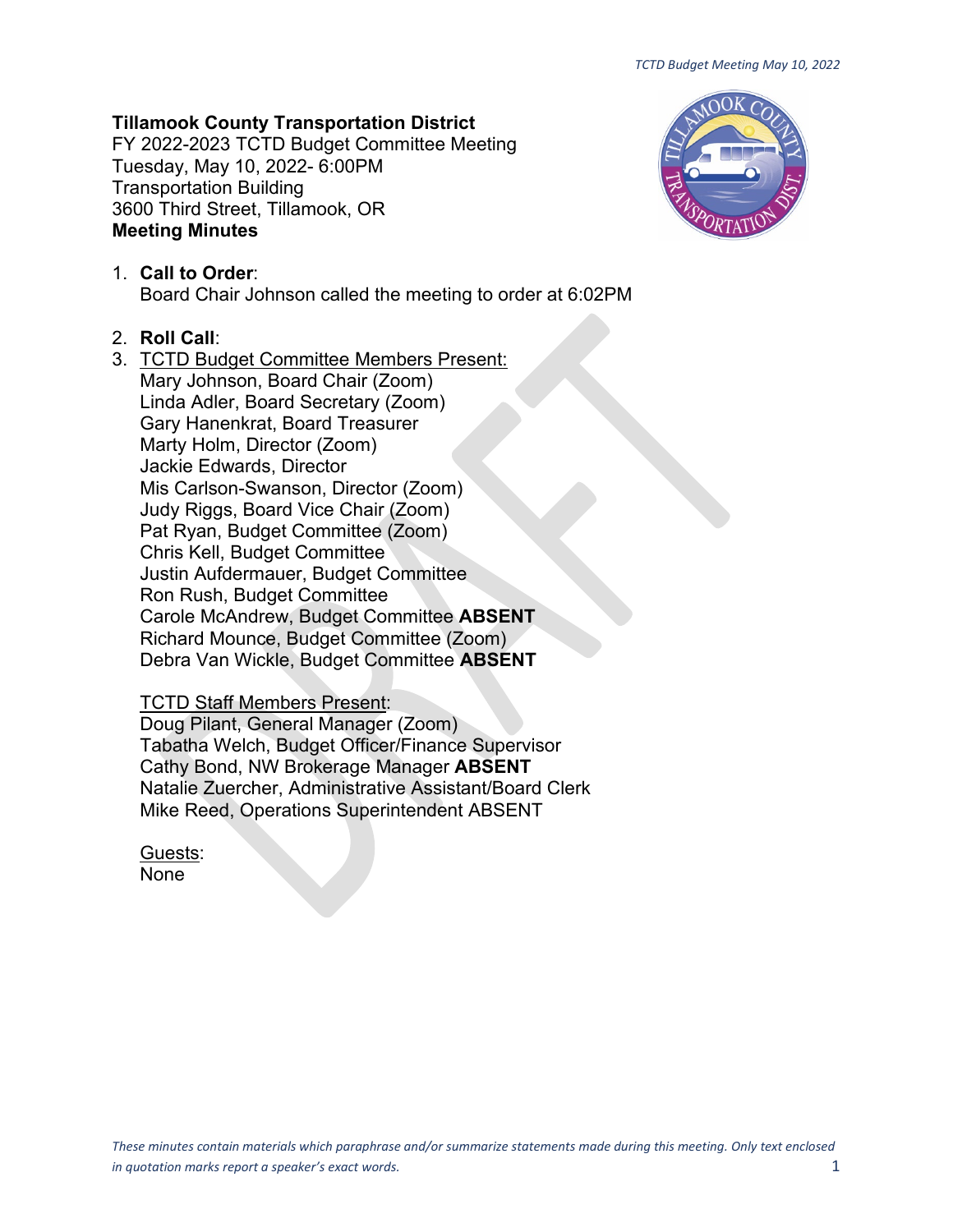**Tillamook County Transportation District**
FY 2022-2023 TCTD Budget Committee Meeting
Tuesday, May 10, 2022- 6:00PM
Transportation Building
3600 Third Street, Tillamook, OR
**Meeting Minutes**

1. **Call to Order**:
   Board Chair Johnson called the meeting to order at 6:02PM

2. **Roll Call**:
3. TCTD Budget Committee Members Present:
   Mary Johnson, Board Chair (Zoom)
   Linda Adler, Board Secretary (Zoom)
   Gary Hanenkrat, Board Treasurer
   Marty Holm, Director (Zoom)
   Jackie Edwards, Director
   Mis Carlson-Swanson, Director (Zoom)
   Judy Riggs, Board Vice Chair (Zoom)
   Pat Ryan, Budget Committee (Zoom)
   Chris Kell, Budget Committee
   Justin Aufdermauer, Budget Committee
   Ron Rush, Budget Committee
   Carole McAndrew, Budget Committee **ABSENT**
   Richard Mounce, Budget Committee (Zoom)
   Debra Van Wickle, Budget Committee **ABSENT**

   TCTD Staff Members Present:
   Doug Pilant, General Manager (Zoom)
   Tabatha Welch, Budget Officer/Finance Supervisor
   Cathy Bond, NW Brokerage Manager **ABSENT**
   Natalie Zuercher, Administrative Assistant/Board Clerk
   Mike Reed, Operations Superintendent ABSENT

   Guests:
   None

*These minutes contain materials which paraphrase and/or summarize statements made during this meeting. Only text enclosed in quotation marks report a speaker's exact words.*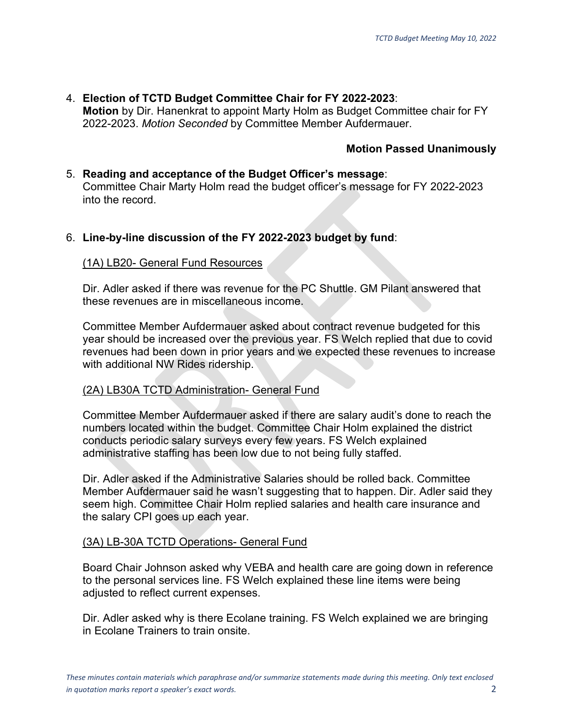4. **Election of TCTD Budget Committee Chair for FY 2022-2023**:
   **Motion** by Dir. Hanenkrat to appoint Marty Holm as Budget Committee chair for FY 2022-2023. *Motion Seconded* by Committee Member Aufdermauer.

   **Motion Passed Unanimously**

5. **Reading and acceptance of the Budget Officer's message**:
   Committee Chair Marty Holm read the budget officer's message for FY 2022-2023 into the record.

6. **Line-by-line discussion of the FY 2022-2023 budget by fund**:

   (1A) LB20- General Fund Resources

   Dir. Adler asked if there was revenue for the PC Shuttle. GM Pilant answered that these revenues are in miscellaneous income.

   Committee Member Aufdermauer asked about contract revenue budgeted for this year should be increased over the previous year. FS Welch replied that due to covid revenues had been down in prior years and we expected these revenues to increase with additional NW Rides ridership.

   (2A) LB30A TCTD Administration- General Fund

   Committee Member Aufdermauer asked if there are salary audit's done to reach the numbers located within the budget. Committee Chair Holm explained the district conducts periodic salary surveys every few years. FS Welch explained administrative staffing has been low due to not being fully staffed.

   Dir. Adler asked if the Administrative Salaries should be rolled back. Committee Member Aufdermauer said he wasn't suggesting that to happen. Dir. Adler said they seem high. Committee Chair Holm replied salaries and health care insurance and the salary CPI goes up each year.

   (3A) LB-30A TCTD Operations- General Fund

   Board Chair Johnson asked why VEBA and health care are going down in reference to the personal services line. FS Welch explained these line items were being adjusted to reflect current expenses.

   Dir. Adler asked why is there Ecolane training. FS Welch explained we are bringing in Ecolane Trainers to train onsite.

*These minutes contain materials which paraphrase and/or summarize statements made during this meeting. Only text enclosed in quotation marks report a speaker's exact words.*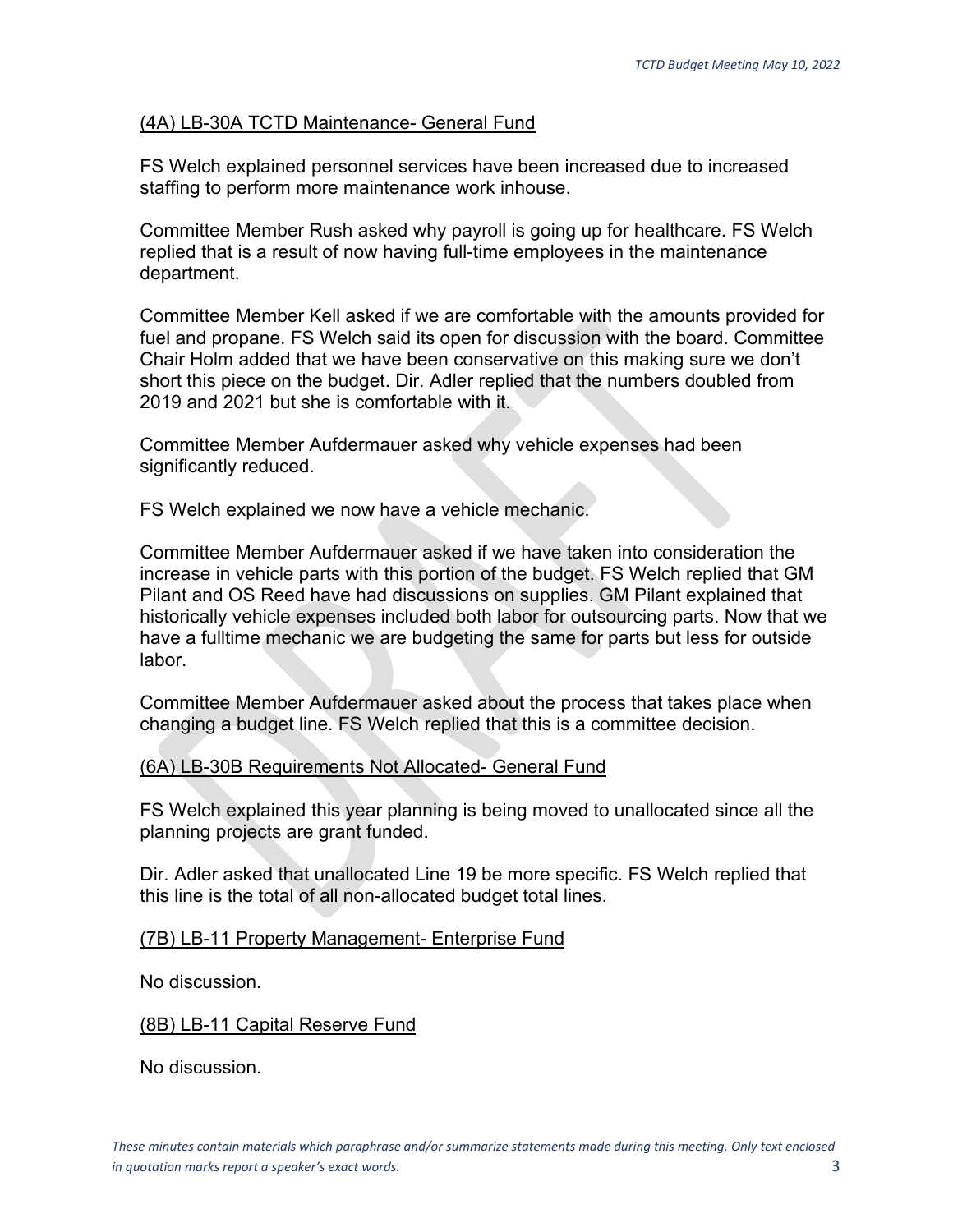(4A) LB-30A TCTD Maintenance- General Fund

FS Welch explained personnel services have been increased due to increased staffing to perform more maintenance work inhouse.

Committee Member Rush asked why payroll is going up for healthcare. FS Welch replied that is a result of now having full-time employees in the maintenance department.

Committee Member Kell asked if we are comfortable with the amounts provided for fuel and propane. FS Welch said its open for discussion with the board. Committee Chair Holm added that we have been conservative on this making sure we don't short this piece on the budget. Dir. Adler replied that the numbers doubled from 2019 and 2021 but she is comfortable with it.

Committee Member Aufdermauer asked why vehicle expenses had been significantly reduced.

FS Welch explained we now have a vehicle mechanic.

Committee Member Aufdermauer asked if we have taken into consideration the increase in vehicle parts with this portion of the budget. FS Welch replied that GM Pilant and OS Reed have had discussions on supplies. GM Pilant explained that historically vehicle expenses included both labor for outsourcing parts. Now that we have a fulltime mechanic we are budgeting the same for parts but less for outside labor.

Committee Member Aufdermauer asked about the process that takes place when changing a budget line. FS Welch replied that this is a committee decision.

(6A) LB-30B Requirements Not Allocated- General Fund

FS Welch explained this year planning is being moved to unallocated since all the planning projects are grant funded.

Dir. Adler asked that unallocated Line 19 be more specific. FS Welch replied that this line is the total of all non-allocated budget total lines.

(7B) LB-11 Property Management- Enterprise Fund

No discussion.

(8B) LB-11 Capital Reserve Fund

No discussion.

*These minutes contain materials which paraphrase and/or summarize statements made during this meeting. Only text enclosed in quotation marks report a speaker's exact words.*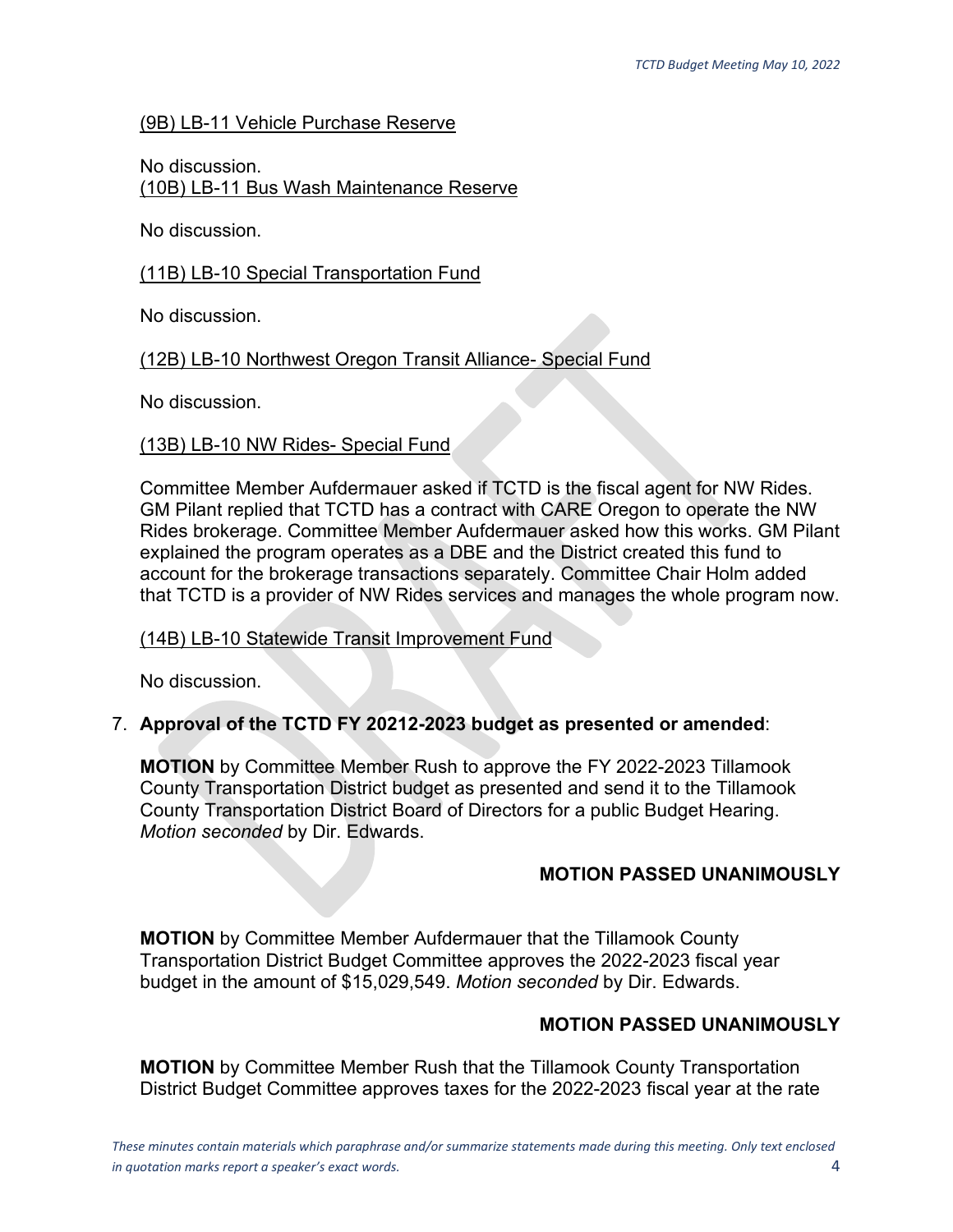<u>(9B) LB-11 Vehicle Purchase Reserve</u>

No discussion.

<u>(10B) LB-11 Bus Wash Maintenance Reserve</u>

No discussion.

<u>(11B) LB-10 Special Transportation Fund</u>

No discussion.

<u>(12B) LB-10 Northwest Oregon Transit Alliance- Special Fund</u>

No discussion.

<u>(13B) LB-10 NW Rides- Special Fund</u>

Committee Member Aufdermauer asked if TCTD is the fiscal agent for NW Rides. GM Pilant replied that TCTD has a contract with CARE Oregon to operate the NW Rides brokerage. Committee Member Aufdermauer asked how this works. GM Pilant explained the program operates as a DBE and the District created this fund to account for the brokerage transactions separately. Committee Chair Holm added that TCTD is a provider of NW Rides services and manages the whole program now.

<u>(14B) LB-10 Statewide Transit Improvement Fund</u>

No discussion.

7. **Approval of the TCTD FY 20212-2023 budget as presented or amended**:

**MOTION** by Committee Member Rush to approve the FY 2022-2023 Tillamook County Transportation District budget as presented and send it to the Tillamook County Transportation District Board of Directors for a public Budget Hearing. *Motion seconded* by Dir. Edwards.

**MOTION PASSED UNANIMOUSLY**

**MOTION** by Committee Member Aufdermauer that the Tillamook County Transportation District Budget Committee approves the 2022-2023 fiscal year budget in the amount of $15,029,549. *Motion seconded* by Dir. Edwards.

**MOTION PASSED UNANIMOUSLY**

**MOTION** by Committee Member Rush that the Tillamook County Transportation District Budget Committee approves taxes for the 2022-2023 fiscal year at the rate

*These minutes contain materials which paraphrase and/or summarize statements made during this meeting. Only text enclosed in quotation marks report a speaker's exact words.*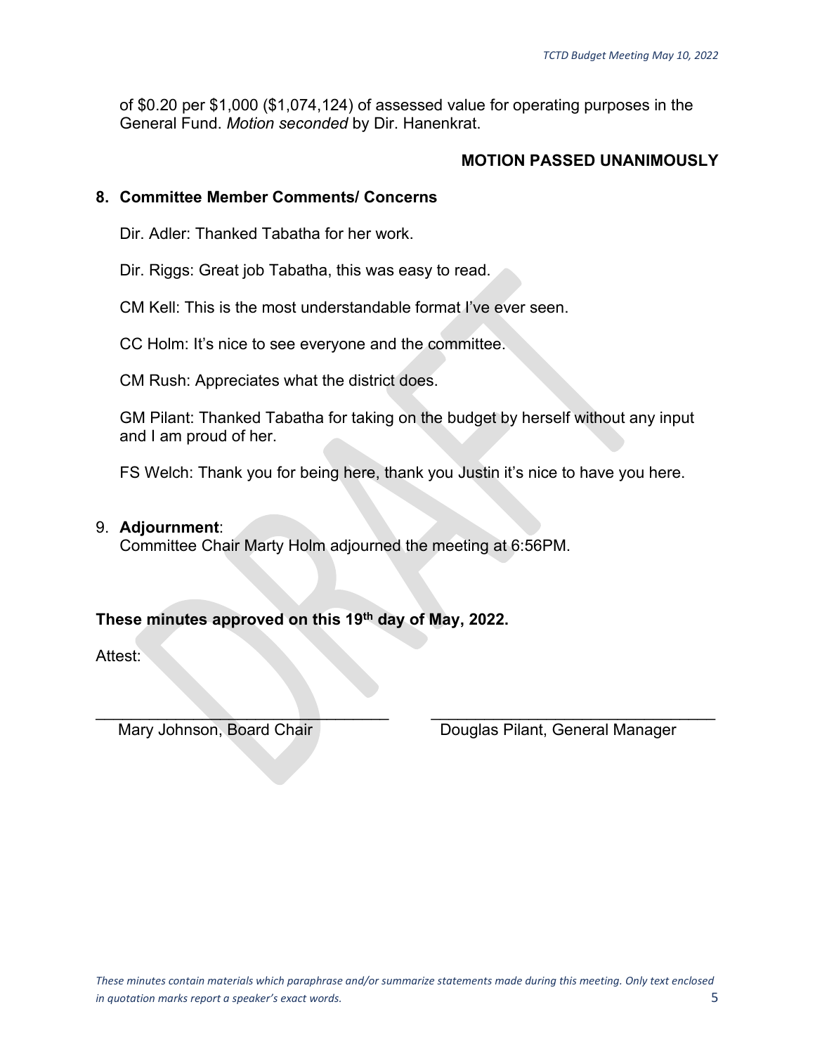of $0.20 per $1,000 ($1,074,124) of assessed value for operating purposes in the General Fund. *Motion seconded* by Dir. Hanenkrat.

**MOTION PASSED UNANIMOUSLY**

**8. Committee Member Comments/ Concerns**

Dir. Adler: Thanked Tabatha for her work.

Dir. Riggs: Great job Tabatha, this was easy to read.

CM Kell: This is the most understandable format I've ever seen.

CC Holm: It's nice to see everyone and the committee.

CM Rush: Appreciates what the district does.

GM Pilant: Thanked Tabatha for taking on the budget by herself without any input and I am proud of her.

FS Welch: Thank you for being here, thank you Justin it's nice to have you here.

9. **Adjournment**:
Committee Chair Marty Holm adjourned the meeting at 6:56PM.

**These minutes approved on this 19th day of May, 2022.**

Attest:

\_\_\_\_\_\_\_\_\_\_\_\_\_\_\_\_\_\_\_\_\_\_\_\_\_\_\_\_\_\_\_\_\_\_
Mary Johnson, Board Chair

\_\_\_\_\_\_\_\_\_\_\_\_\_\_\_\_\_\_\_\_\_\_\_\_\_\_\_\_\_\_\_\_\_\_
Douglas Pilant, General Manager

*These minutes contain materials which paraphrase and/or summarize statements made during this meeting. Only text enclosed in quotation marks report a speaker's exact words.*